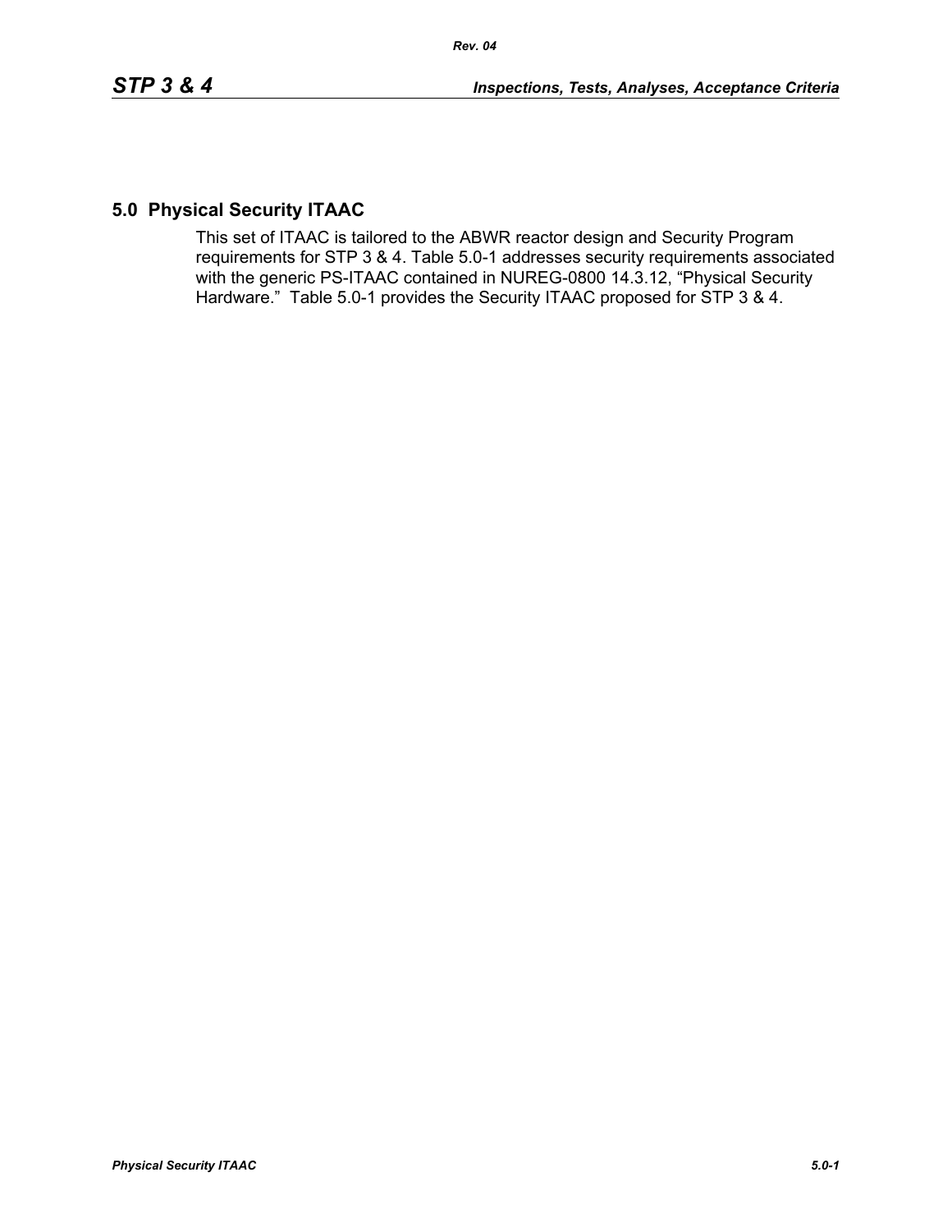## 5.0 Physical Security ITAAC

This set of ITAAC is tailored to the ABWR reactor design and Security Program requirements for STP 3 & 4. Table 5.0-1 addresses security requirements associated with the generic PS-ITAAC contained in NUREG-0800 14.3.12, "Physical Security Hardware." Table 5.0-1 provides the Security ITAAC proposed for STP 3 & 4.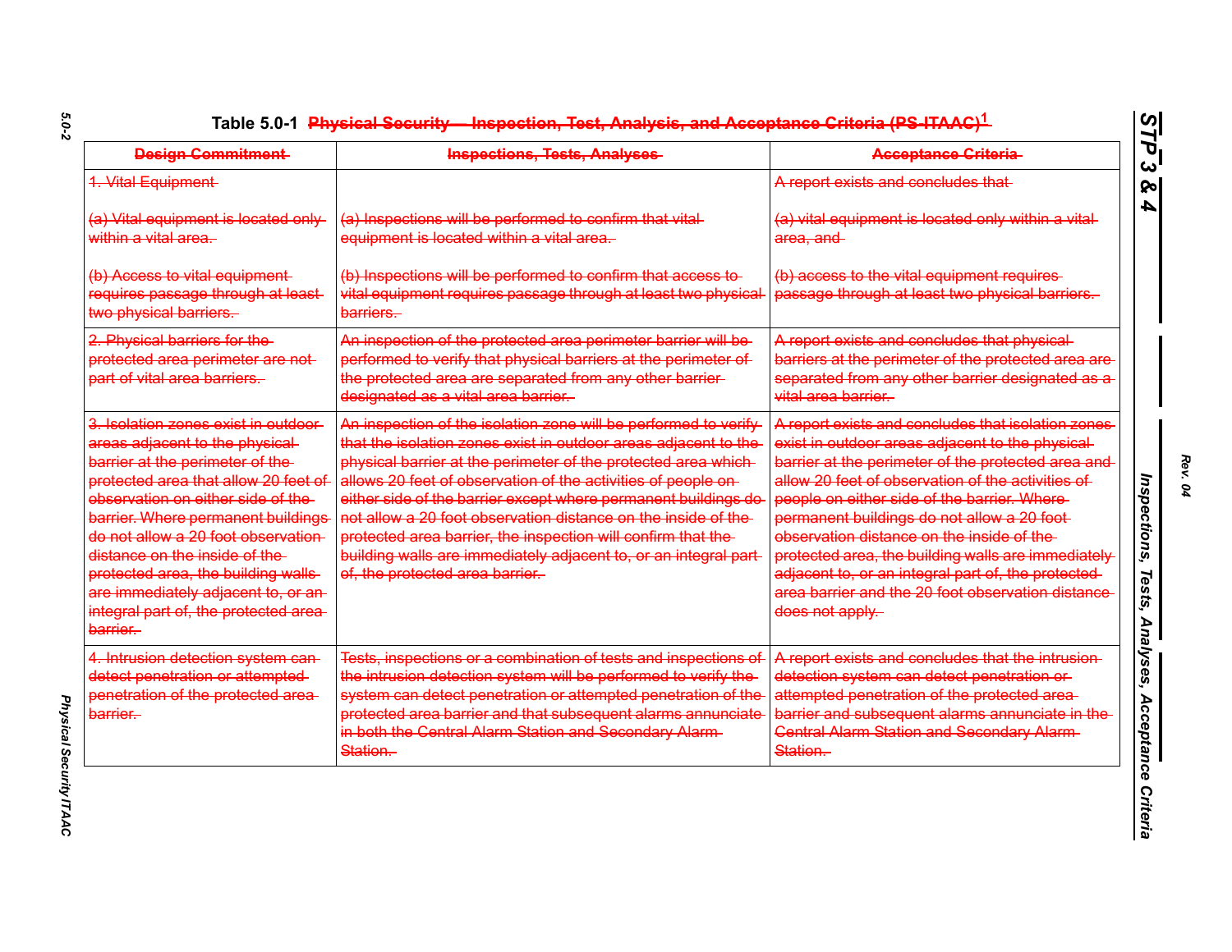Table 5.0-1 ~~Physical Security—Inspection, Test, Analysis, and Acceptance Criteria (PS-ITAAC)[1]~~

| ~~Design Commitment~~ | ~~Inspections, Tests, Analyses~~ | ~~Acceptance Criteria~~ |
|---|---|---|
| ~~1. Vital Equipment~~<br><br>~~(a) Vital equipment is located only within a vital area.~~<br><br>~~(b) Access to vital equipment requires passage through at least two physical barriers.~~ | <br><br>~~(a) Inspections will be performed to confirm that vital equipment is located within a vital area.~~<br><br>~~(b) Inspections will be performed to confirm that access to vital equipment requires passage through at least two physical barriers.~~ | ~~A report exists and concludes that~~<br><br>~~(a) vital equipment is located only within a vital area, and~~<br><br>~~(b) access to the vital equipment requires passage through at least two physical barriers.~~ |
| ~~2. Physical barriers for the protected area perimeter are not part of vital area barriers.~~ | ~~An inspection of the protected area perimeter barrier will be performed to verify that physical barriers at the perimeter of the protected area are separated from any other barrier designated as a vital area barrier.~~ | ~~A report exists and concludes that physical barriers at the perimeter of the protected area are separated from any other barrier designated as a vital area barrier.~~ |
| ~~3. Isolation zones exist in outdoor areas adjacent to the physical barrier at the perimeter of the protected area that allow 20 feet of observation on either side of the barrier. Where permanent buildings do not allow a 20 foot observation distance on the inside of the protected area, the building walls are immediately adjacent to, or an integral part of, the protected area barrier.~~ | ~~An inspection of the isolation zone will be performed to verify that the isolation zones exist in outdoor areas adjacent to the physical barrier at the perimeter of the protected area which allows 20 feet of observation of the activities of people on either side of the barrier except where permanent buildings do not allow a 20 foot observation distance on the inside of the protected area barrier, the inspection will confirm that the building walls are immediately adjacent to, or an integral part of, the protected area barrier.~~ | ~~A report exists and concludes that isolation zones exist in outdoor areas adjacent to the physical barrier at the perimeter of the protected area and allow 20 feet of observation of the activities of people on either side of the barrier. Where permanent buildings do not allow a 20 foot observation distance on the inside of the protected area, the building walls are immediately adjacent to, or an integral part of, the protected area barrier and the 20 foot observation distance does not apply.~~ |
| ~~4. Intrusion detection system can detect penetration or attempted penetration of the protected area barrier.~~ | ~~Tests, inspections or a combination of tests and inspections of the intrusion detection system will be performed to verify the system can detect penetration or attempted penetration of the protected area barrier and that subsequent alarms annunciate in both the Central Alarm Station and Secondary Alarm Station.~~ | ~~A report exists and concludes that the intrusion detection system can detect penetration or attempted penetration of the protected area barrier and subsequent alarms annunciate in the Central Alarm Station and Secondary Alarm Station.~~ |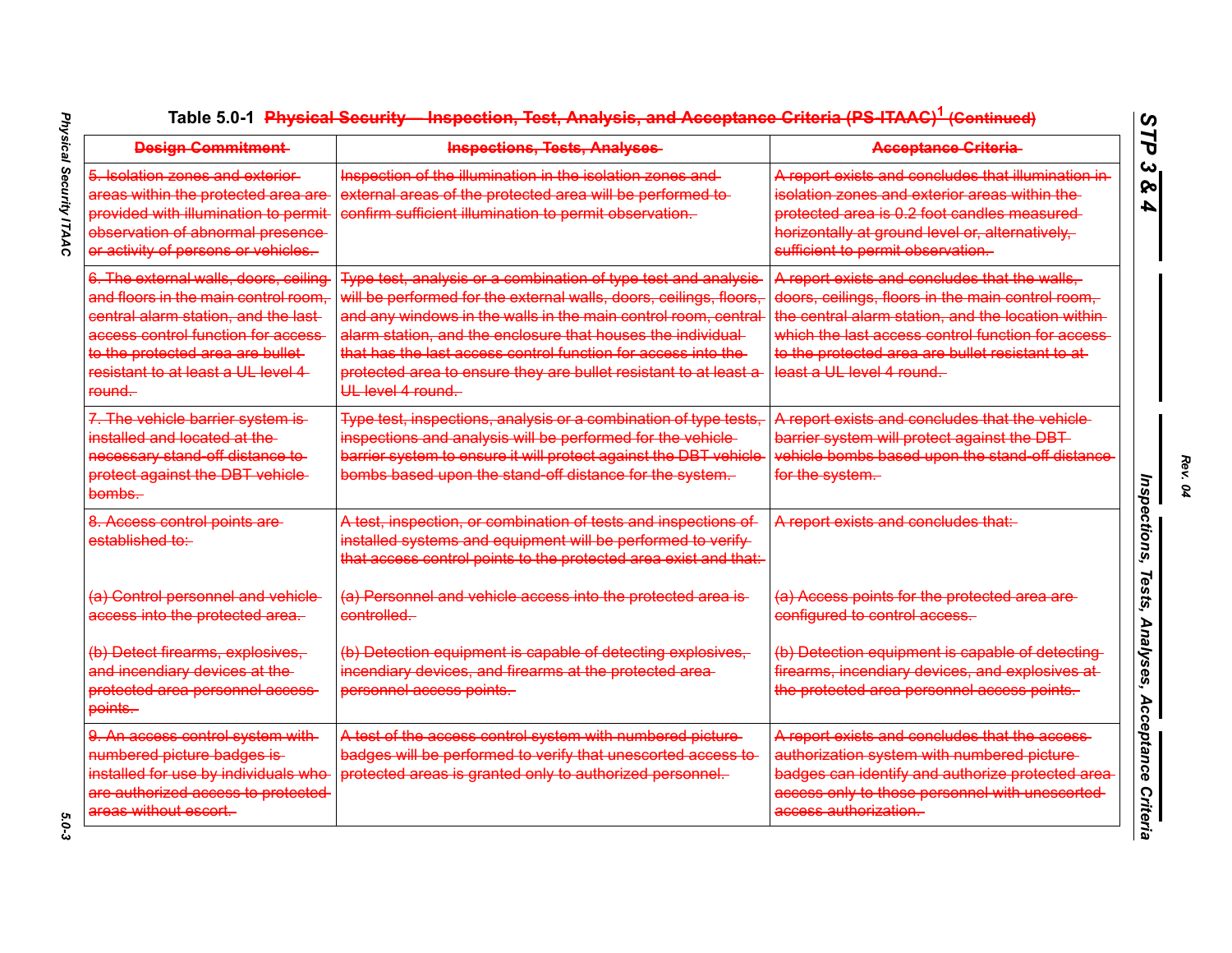Table 5.0-1 ~~Physical Security — Inspection, Test, Analysis, and Acceptance Criteria (PS-ITAAC)[1] (Continued)~~

| ~~Design Commitment~~ | ~~Inspections, Tests, Analyses~~ | ~~Acceptance Criteria~~ |
|---|---|---|
| ~~5. Isolation zones and exterior areas within the protected area are provided with illumination to permit observation of abnormal presence or activity of persons or vehicles.~~ | ~~Inspection of the illumination in the isolation zones and external areas of the protected area will be performed to confirm sufficient illumination to permit observation.~~ | ~~A report exists and concludes that illumination in isolation zones and exterior areas within the protected area is 0.2 foot candles measured horizontally at ground level or, alternatively, sufficient to permit observation.~~ |
| ~~6. The external walls, doors, ceiling and floors in the main control room, central alarm station, and the last access control function for access to the protected area are bullet resistant to at least a UL level 4 round.~~ | ~~Type test, analysis or a combination of type test and analysis will be performed for the external walls, doors, ceilings, floors, and any windows in the walls in the main control room, central alarm station, and the enclosure that houses the individual that has the last access control function for access into the protected area to ensure they are bullet resistant to at least a UL level 4 round.~~ | ~~A report exists and concludes that the walls, doors, ceilings, floors in the main control room, the central alarm station, and the location within which the last access control function for access to the protected area are bullet resistant to at least a UL level 4 round.~~ |
| ~~7. The vehicle barrier system is installed and located at the necessary stand-off distance to protect against the DBT vehicle bombs.~~ | ~~Type test, inspections, analysis or a combination of type tests, inspections and analysis will be performed for the vehicle barrier system to ensure it will protect against the DBT vehicle bombs based upon the stand-off distance for the system.~~ | ~~A report exists and concludes that the vehicle barrier system will protect against the DBT vehicle bombs based upon the stand-off distance for the system.~~ |
| ~~8. Access control points are established to:~~<br><br>~~(a) Control personnel and vehicle access into the protected area.~~<br><br>~~(b) Detect firearms, explosives, and incendiary devices at the protected area personnel access points.~~ | ~~A test, inspection, or combination of tests and inspections of installed systems and equipment will be performed to verify that access control points to the protected area exist and that:~~<br><br>~~(a) Personnel and vehicle access into the protected area is controlled.~~<br><br>~~(b) Detection equipment is capable of detecting explosives, incendiary devices, and firearms at the protected area personnel access points.~~ | ~~A report exists and concludes that:~~<br><br>~~(a) Access points for the protected area are configured to control access.~~<br><br>~~(b) Detection equipment is capable of detecting firearms, incendiary devices, and explosives at the protected area personnel access points.~~ |
| ~~9. An access control system with numbered picture badges is installed for use by individuals who are authorized access to protected areas without escort.~~ | ~~A test of the access control system with numbered picture badges will be performed to verify that unescorted access to protected areas is granted only to authorized personnel.~~ | ~~A report exists and concludes that the access authorization system with numbered picture badges can identify and authorize protected area access only to those personnel with unescorted access authorization.~~ |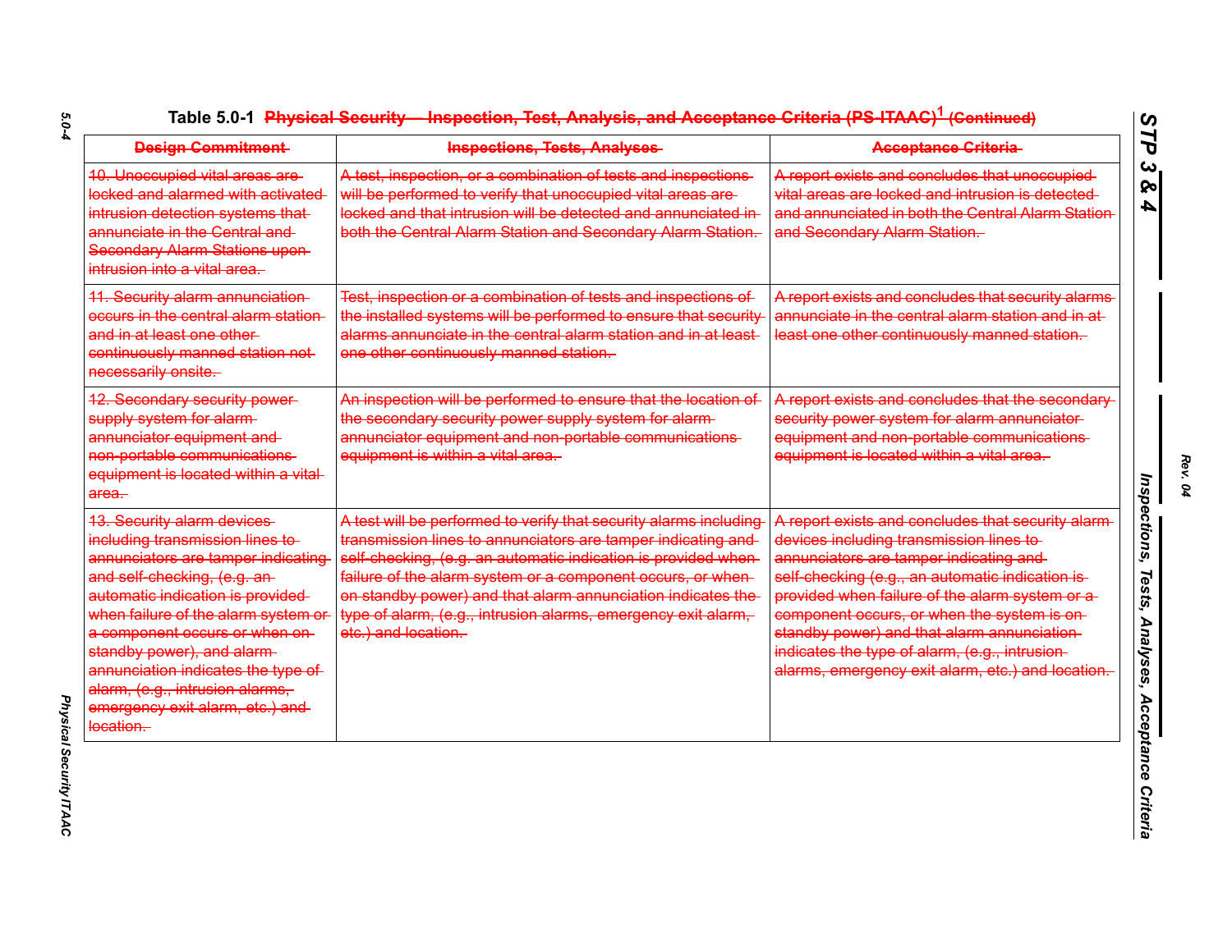Table 5.0-1 ~~Physical Security – Inspection, Test, Analysis, and Acceptance Criteria (PS-ITAAC)[1] (Continued)~~

| ~~Design Commitment~~ | ~~Inspections, Tests, Analyses~~ | ~~Acceptance Criteria~~ |
|---|---|---|
| ~~10. Unoccupied vital areas are locked and alarmed with activated intrusion detection systems that annunciate in the Central and Secondary Alarm Stations upon intrusion into a vital area.~~ | ~~A test, inspection, or a combination of tests and inspections will be performed to verify that unoccupied vital areas are locked and that intrusion will be detected and annunciated in both the Central Alarm Station and Secondary Alarm Station.~~ | ~~A report exists and concludes that unoccupied vital areas are locked and intrusion is detected and annunciated in both the Central Alarm Station and Secondary Alarm Station.~~ |
| ~~11. Security alarm annunciation occurs in the central alarm station and in at least one other continuously manned station not necessarily onsite.~~ | ~~Test, inspection or a combination of tests and inspections of the installed systems will be performed to ensure that security alarms annunciate in the central alarm station and in at least one other continuously manned station.~~ | ~~A report exists and concludes that security alarms annunciate in the central alarm station and in at least one other continuously manned station.~~ |
| ~~12. Secondary security power supply system for alarm annunciator equipment and non-portable communications equipment is located within a vital area.~~ | ~~An inspection will be performed to ensure that the location of the secondary security power supply system for alarm annunciator equipment and non-portable communications equipment is within a vital area.~~ | ~~A report exists and concludes that the secondary security power system for alarm annunciator equipment and non-portable communications equipment is located within a vital area.~~ |
| ~~13. Security alarm devices including transmission lines to annunciators are tamper indicating and self-checking, (e.g. an automatic indication is provided when failure of the alarm system or a component occurs or when on standby power), and alarm annunciation indicates the type of alarm, (e.g., intrusion alarms, emergency exit alarm, etc.) and location.~~ | ~~A test will be performed to verify that security alarms including transmission lines to annunciators are tamper indicating and self-checking, (e.g. an automatic indication is provided when failure of the alarm system or a component occurs, or when on standby power) and that alarm annunciation indicates the type of alarm, (e.g., intrusion alarms, emergency exit alarm, etc.) and location.~~ | ~~A report exists and concludes that security alarm devices including transmission lines to annunciators are tamper indicating and self-checking (e.g., an automatic indication is provided when failure of the alarm system or a component occurs, or when the system is on standby power) and that alarm annunciation indicates the type of alarm, (e.g., intrusion alarms, emergency exit alarm, etc.) and location.~~ |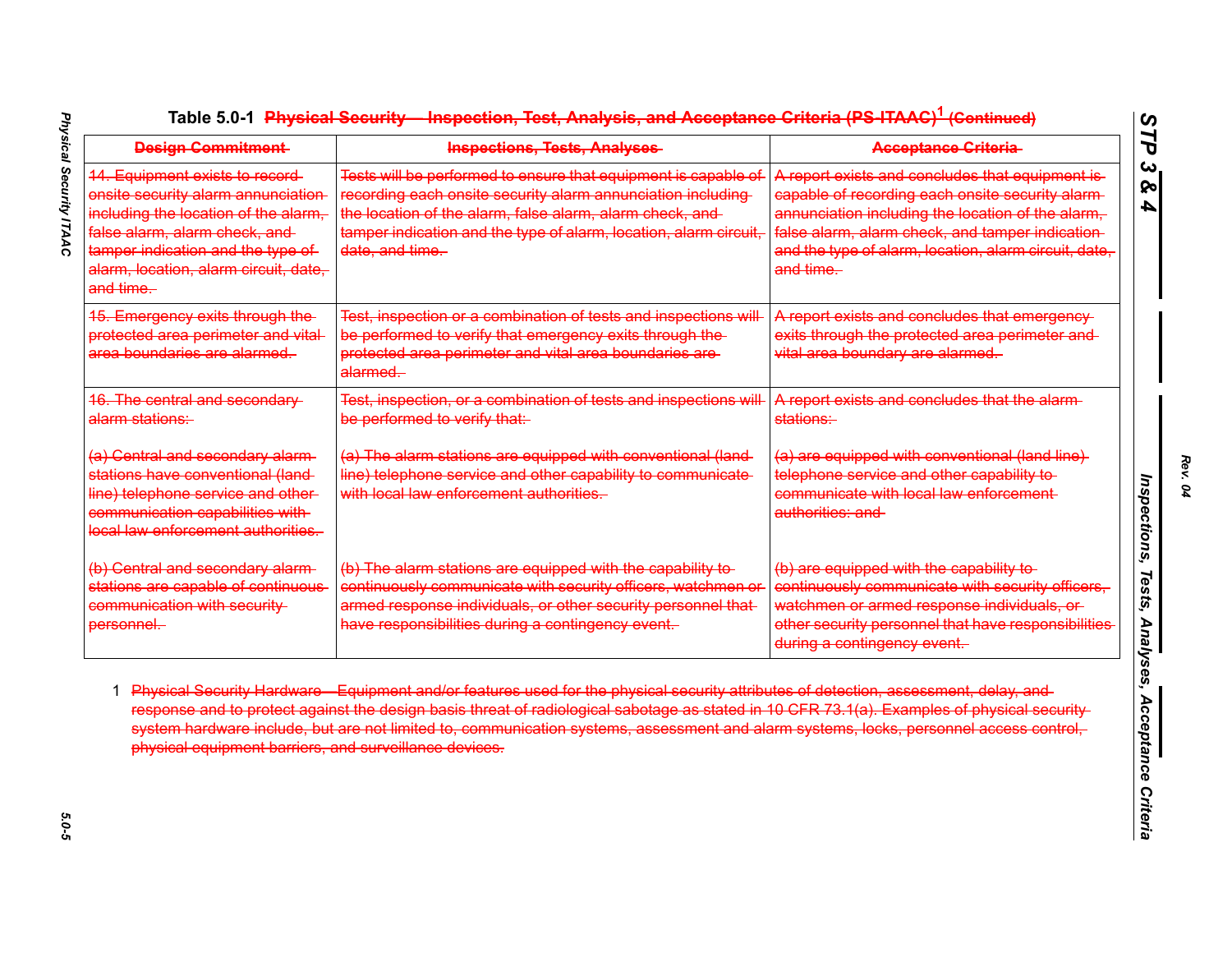Table 5.0-1 Physical Security – Inspection, Test, Analysis, and Acceptance Criteria (PS-ITAAC)[1] (Continued)

| Design Commitment | Inspections, Tests, Analyses | Acceptance Criteria |
|---|---|---|
| 14. Equipment exists to record onsite security alarm annunciation including the location of the alarm, false alarm, alarm check, and tamper indication and the type of alarm, location, alarm circuit, date, and time. | Tests will be performed to ensure that equipment is capable of recording each onsite security alarm annunciation including the location of the alarm, false alarm, alarm check, and tamper indication and the type of alarm, location, alarm circuit, date, and time. | A report exists and concludes that equipment is capable of recording each onsite security alarm annunciation including the location of the alarm, false alarm, alarm check, and tamper indication and the type of alarm, location, alarm circuit, date, and time. |
| 15. Emergency exits through the protected area perimeter and vital area boundaries are alarmed. | Test, inspection or a combination of tests and inspections will be performed to verify that emergency exits through the protected area perimeter and vital area boundaries are alarmed. | A report exists and concludes that emergency exits through the protected area perimeter and vital area boundary are alarmed. |
| 16. The central and secondary alarm stations:<br><br>(a) Central and secondary alarm stations have conventional (land-line) telephone service and other communication capabilities with local law enforcement authorities.<br><br>(b) Central and secondary alarm stations are capable of continuous communication with security personnel. | Test, inspection, or a combination of tests and inspections will be performed to verify that:<br><br>(a) The alarm stations are equipped with conventional (land line) telephone service and other capability to communicate with local law enforcement authorities.<br><br>(b) The alarm stations are equipped with the capability to continuously communicate with security officers, watchmen or armed response individuals, or other security personnel that have responsibilities during a contingency event. | A report exists and concludes that the alarm stations:<br><br>(a) are equipped with conventional (land line) telephone service and other capability to communicate with local law enforcement authorities: and<br><br>(b) are equipped with the capability to continuously communicate with security officers, watchmen or armed response individuals, or other security personnel that have responsibilities during a contingency event. |

1 Physical Security Hardware – Equipment and/or features used for the physical security attributes of detection, assessment, delay, and response and to protect against the design basis threat of radiological sabotage as stated in 10 CFR 73.1(a). Examples of physical security system hardware include, but are not limited to, communication systems, assessment and alarm systems, locks, personnel access control, physical equipment barriers, and surveillance devices.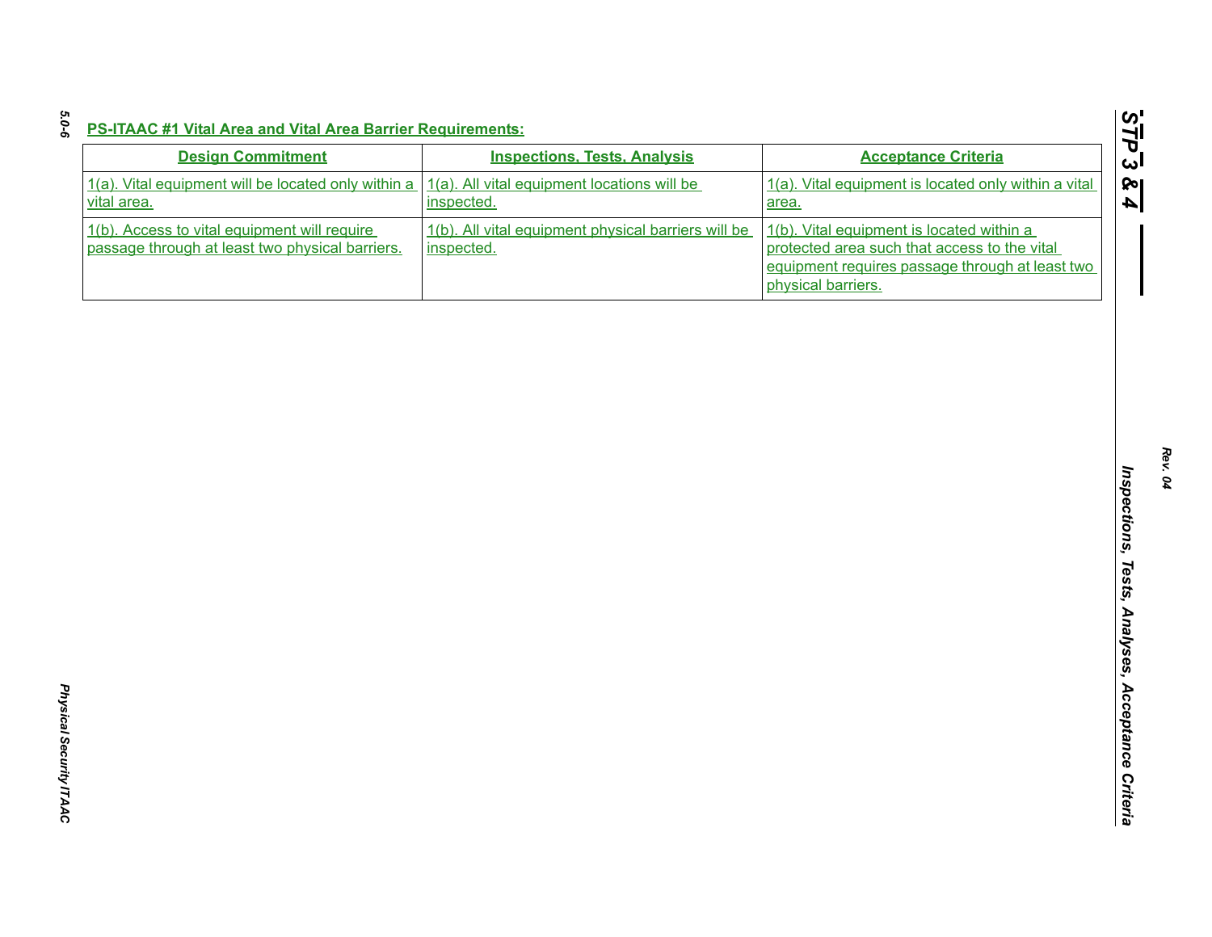**PS-ITAAC #1 Vital Area and Vital Area Barrier Requirements:**

| Design Commitment | Inspections, Tests, Analysis | Acceptance Criteria |
|---|---|---|
| 1(a). Vital equipment will be located only within a vital area. | 1(a). All vital equipment locations will be inspected. | 1(a). Vital equipment is located only within a vital area. |
| 1(b). Access to vital equipment will require passage through at least two physical barriers. | 1(b). All vital equipment physical barriers will be inspected. | 1(b). Vital equipment is located within a protected area such that access to the vital equipment requires passage through at least two physical barriers. |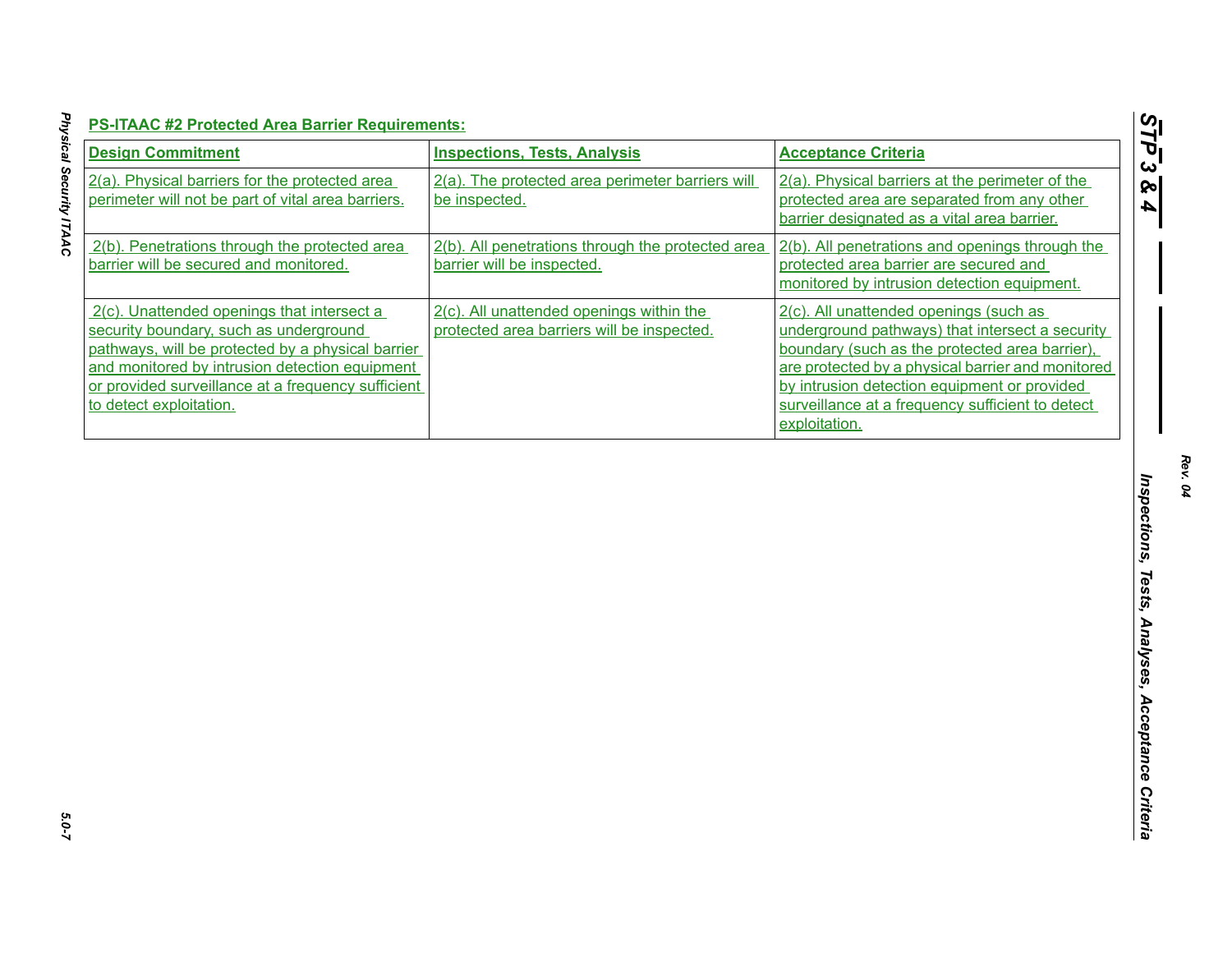**PS-ITAAC #2 Protected Area Barrier Requirements:**

| Design Commitment | Inspections, Tests, Analysis | Acceptance Criteria |
|---|---|---|
| 2(a). Physical barriers for the protected area perimeter will not be part of vital area barriers. | 2(a). The protected area perimeter barriers will be inspected. | 2(a). Physical barriers at the perimeter of the protected area are separated from any other barrier designated as a vital area barrier. |
| 2(b). Penetrations through the protected area barrier will be secured and monitored. | 2(b). All penetrations through the protected area barrier will be inspected. | 2(b). All penetrations and openings through the protected area barrier are secured and monitored by intrusion detection equipment. |
| 2(c). Unattended openings that intersect a security boundary, such as underground pathways, will be protected by a physical barrier and monitored by intrusion detection equipment or provided surveillance at a frequency sufficient to detect exploitation. | 2(c). All unattended openings within the protected area barriers will be inspected. | 2(c). All unattended openings (such as underground pathways) that intersect a security boundary (such as the protected area barrier), are protected by a physical barrier and monitored by intrusion detection equipment or provided surveillance at a frequency sufficient to detect exploitation. |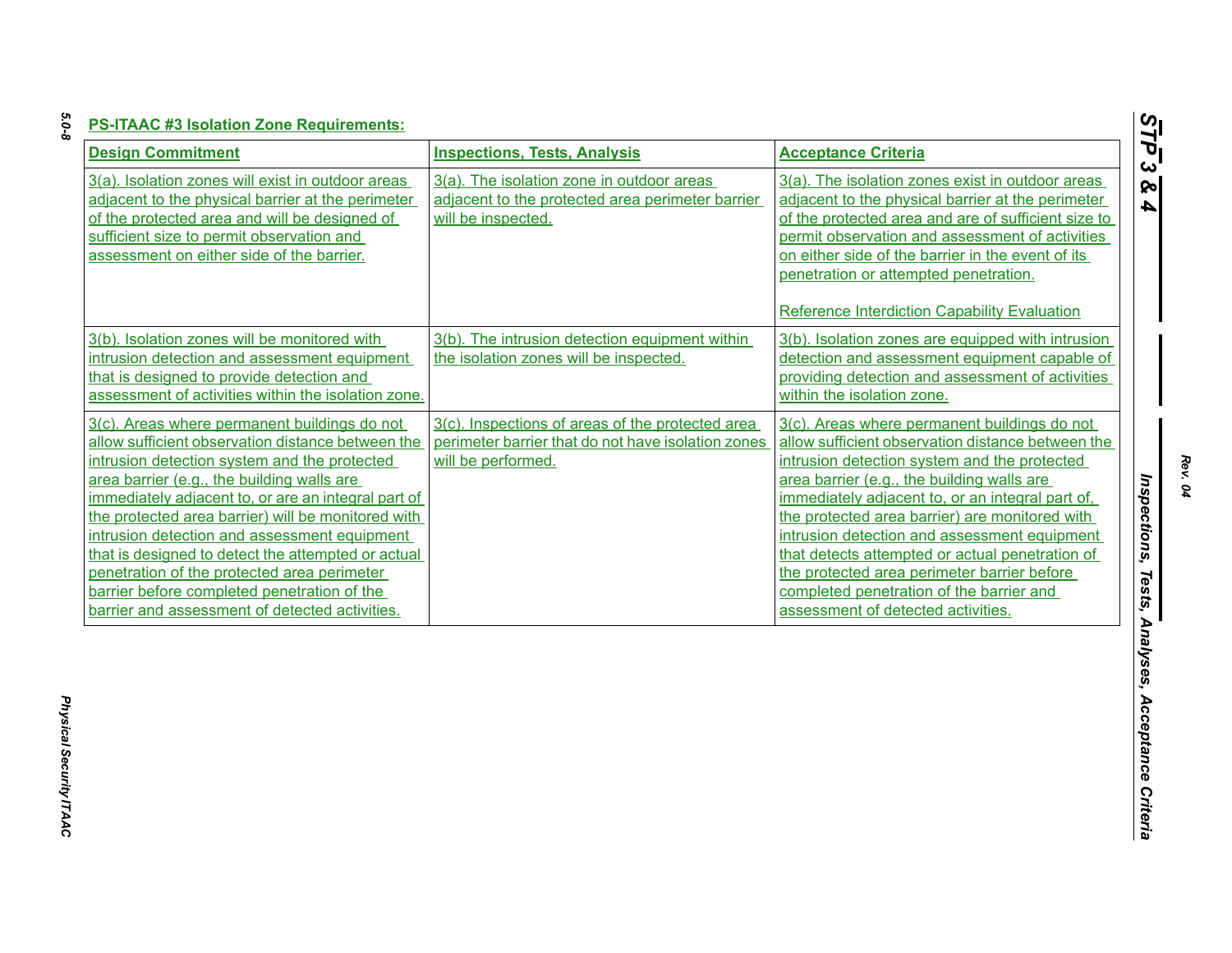**PS-ITAAC #3 Isolation Zone Requirements:**

| Design Commitment | Inspections, Tests, Analysis | Acceptance Criteria |
|---|---|---|
| 3(a). Isolation zones will exist in outdoor areas adjacent to the physical barrier at the perimeter of the protected area and will be designed of sufficient size to permit observation and assessment on either side of the barrier. | 3(a). The isolation zone in outdoor areas adjacent to the protected area perimeter barrier will be inspected. | 3(a). The isolation zones exist in outdoor areas adjacent to the physical barrier at the perimeter of the protected area and are of sufficient size to permit observation and assessment of activities on either side of the barrier in the event of its penetration or attempted penetration.<br><br>Reference Interdiction Capability Evaluation |
| 3(b). Isolation zones will be monitored with intrusion detection and assessment equipment that is designed to provide detection and assessment of activities within the isolation zone. | 3(b). The intrusion detection equipment within the isolation zones will be inspected. | 3(b). Isolation zones are equipped with intrusion detection and assessment equipment capable of providing detection and assessment of activities within the isolation zone. |
| 3(c). Areas where permanent buildings do not allow sufficient observation distance between the intrusion detection system and the protected area barrier (e.g., the building walls are immediately adjacent to, or are an integral part of the protected area barrier) will be monitored with intrusion detection and assessment equipment that is designed to detect the attempted or actual penetration of the protected area perimeter barrier before completed penetration of the barrier and assessment of detected activities. | 3(c). Inspections of areas of the protected area perimeter barrier that do not have isolation zones will be performed. | 3(c). Areas where permanent buildings do not allow sufficient observation distance between the intrusion detection system and the protected area barrier (e.g., the building walls are immediately adjacent to, or an integral part of, the protected area barrier) are monitored with intrusion detection and assessment equipment that detects attempted or actual penetration of the protected area perimeter barrier before completed penetration of the barrier and assessment of detected activities. |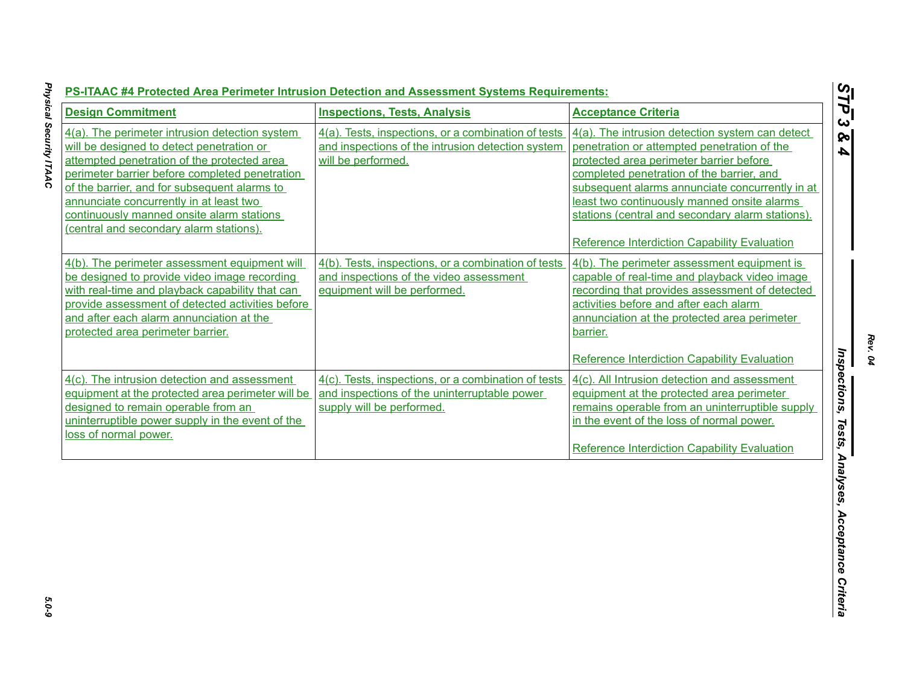**PS-ITAAC #4 Protected Area Perimeter Intrusion Detection and Assessment Systems Requirements:**

| Design Commitment | Inspections, Tests, Analysis | Acceptance Criteria |
|---|---|---|
| 4(a). The perimeter intrusion detection system will be designed to detect penetration or attempted penetration of the protected area perimeter barrier before completed penetration of the barrier, and for subsequent alarms to annunciate concurrently in at least two continuously manned onsite alarm stations (central and secondary alarm stations). | 4(a). Tests, inspections, or a combination of tests and inspections of the intrusion detection system will be performed. | 4(a). The intrusion detection system can detect penetration or attempted penetration of the protected area perimeter barrier before completed penetration of the barrier, and subsequent alarms annunciate concurrently in at least two continuously manned onsite alarms stations (central and secondary alarm stations).<br><br>Reference Interdiction Capability Evaluation |
| 4(b). The perimeter assessment equipment will be designed to provide video image recording with real-time and playback capability that can provide assessment of detected activities before and after each alarm annunciation at the protected area perimeter barrier. | 4(b). Tests, inspections, or a combination of tests and inspections of the video assessment equipment will be performed. | 4(b). The perimeter assessment equipment is capable of real-time and playback video image recording that provides assessment of detected activities before and after each alarm annunciation at the protected area perimeter barrier.<br><br>Reference Interdiction Capability Evaluation |
| 4(c). The intrusion detection and assessment equipment at the protected area perimeter will be designed to remain operable from an uninterruptible power supply in the event of the loss of normal power. | 4(c). Tests, inspections, or a combination of tests and inspections of the uninterruptable power supply will be performed. | 4(c). All Intrusion detection and assessment equipment at the protected area perimeter remains operable from an uninterruptible supply in the event of the loss of normal power.<br><br>Reference Interdiction Capability Evaluation |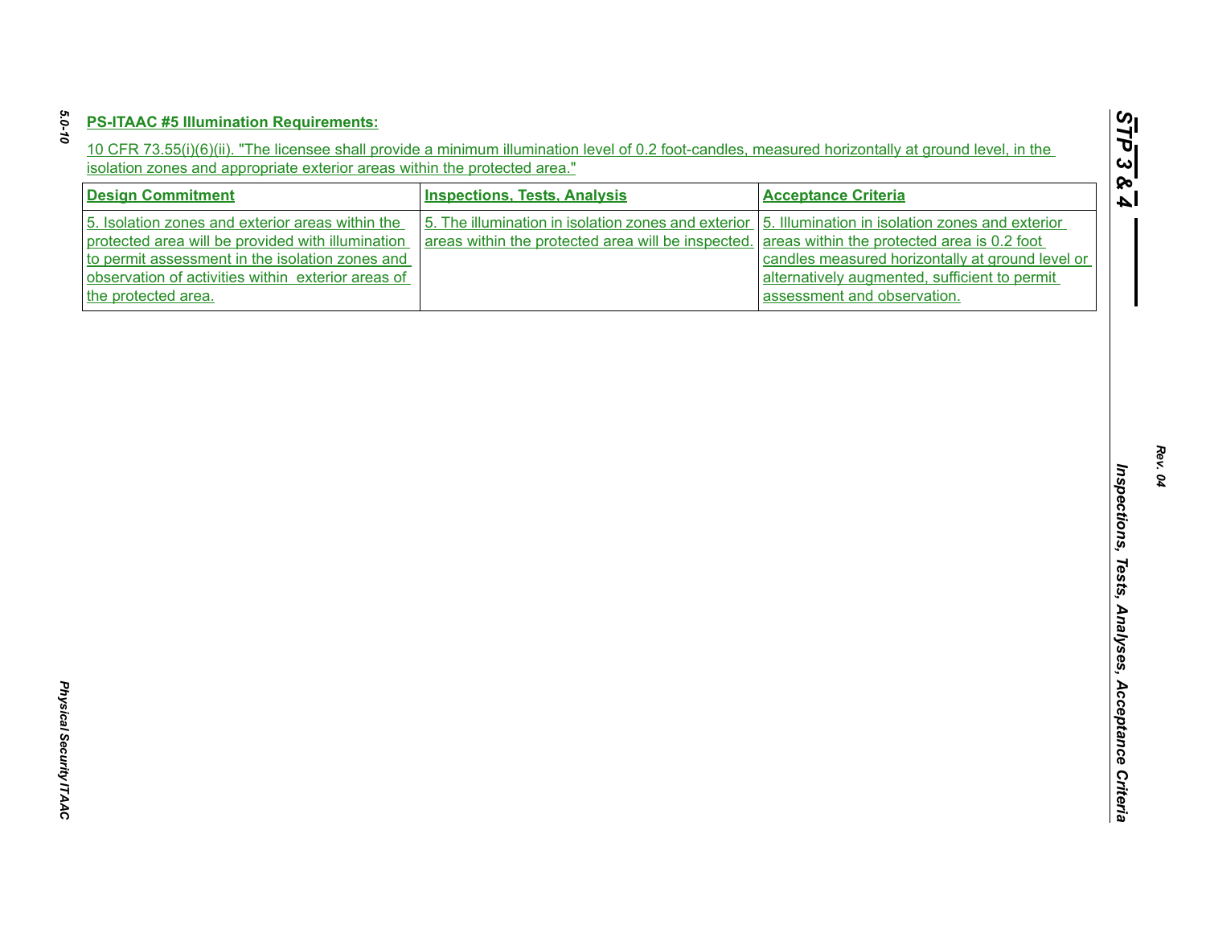**PS-ITAAC #5 Illumination Requirements:**

10 CFR 73.55(i)(6)(ii). "The licensee shall provide a minimum illumination level of 0.2 foot-candles, measured horizontally at ground level, in the isolation zones and appropriate exterior areas within the protected area."

| Design Commitment | Inspections, Tests, Analysis | Acceptance Criteria |
|---|---|---|
| 5. Isolation zones and exterior areas within the protected area will be provided with illumination to permit assessment in the isolation zones and observation of activities within exterior areas of the protected area. | 5. The illumination in isolation zones and exterior areas within the protected area will be inspected. | 5. Illumination in isolation zones and exterior areas within the protected area is 0.2 foot candles measured horizontally at ground level or alternatively augmented, sufficient to permit assessment and observation. |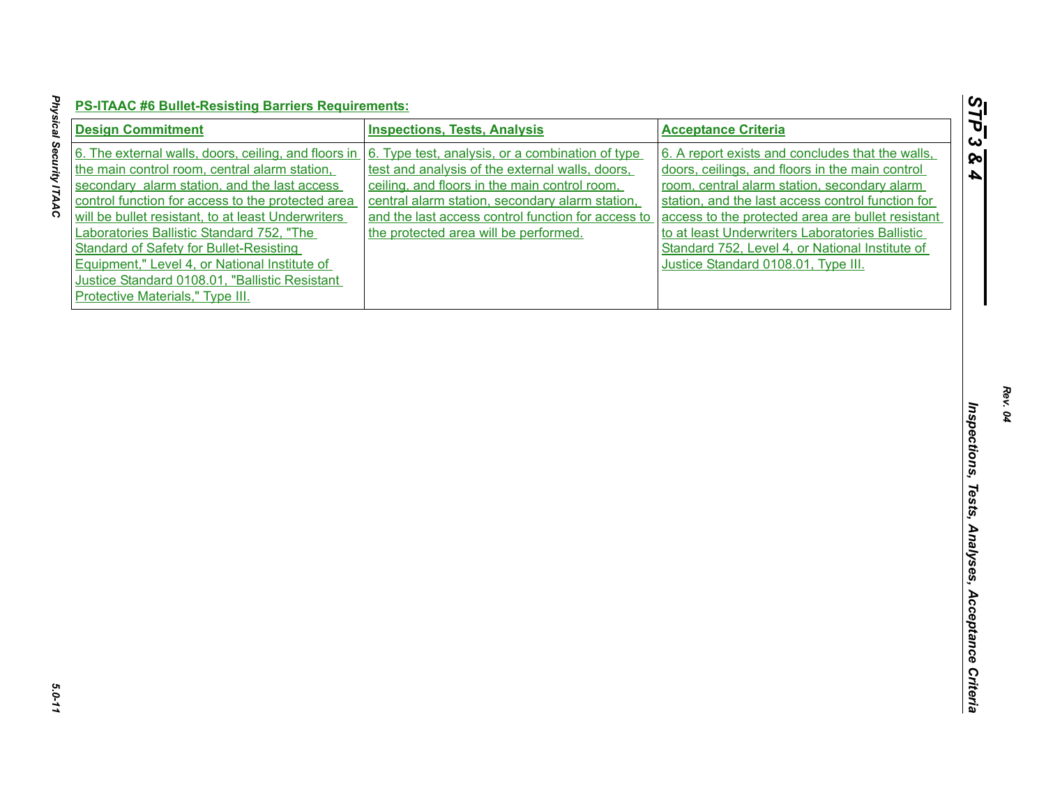**PS-ITAAC #6 Bullet-Resisting Barriers Requirements:**

| Design Commitment | Inspections, Tests, Analysis | Acceptance Criteria |
|---|---|---|
| 6. The external walls, doors, ceiling, and floors in the main control room, central alarm station, secondary alarm station, and the last access control function for access to the protected area will be bullet resistant, to at least Underwriters Laboratories Ballistic Standard 752, "The Standard of Safety for Bullet-Resisting Equipment," Level 4, or National Institute of Justice Standard 0108.01, "Ballistic Resistant Protective Materials," Type III. | 6. Type test, analysis, or a combination of type test and analysis of the external walls, doors, ceiling, and floors in the main control room, central alarm station, secondary alarm station, and the last access control function for access to the protected area will be performed. | 6. A report exists and concludes that the walls, doors, ceilings, and floors in the main control room, central alarm station, secondary alarm station, and the last access control function for access to the protected area are bullet resistant to at least Underwriters Laboratories Ballistic Standard 752, Level 4, or National Institute of Justice Standard 0108.01, Type III. |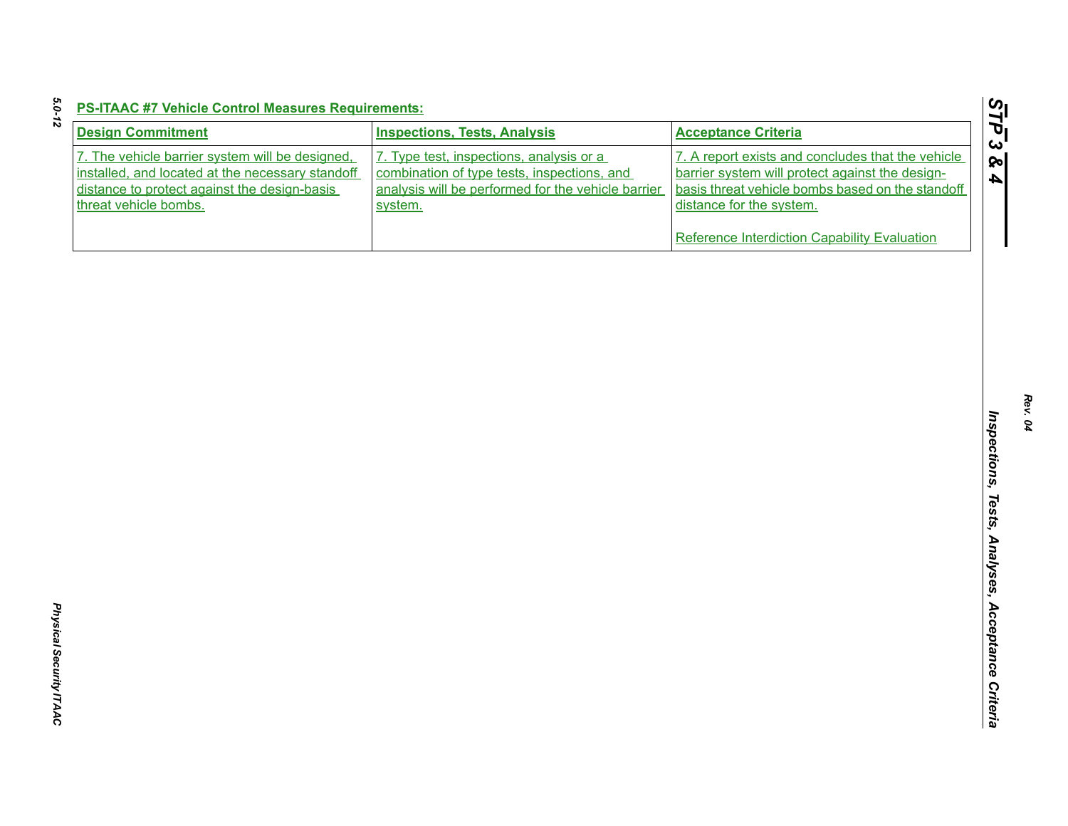**PS-ITAAC #7 Vehicle Control Measures Requirements:**

| Design Commitment | Inspections, Tests, Analysis | Acceptance Criteria |
|---|---|---|
| 7. The vehicle barrier system will be designed, installed, and located at the necessary standoff distance to protect against the design-basis threat vehicle bombs. | 7. Type test, inspections, analysis or a combination of type tests, inspections, and analysis will be performed for the vehicle barrier system. | 7. A report exists and concludes that the vehicle barrier system will protect against the design-basis threat vehicle bombs based on the standoff distance for the system.<br><br>Reference Interdiction Capability Evaluation |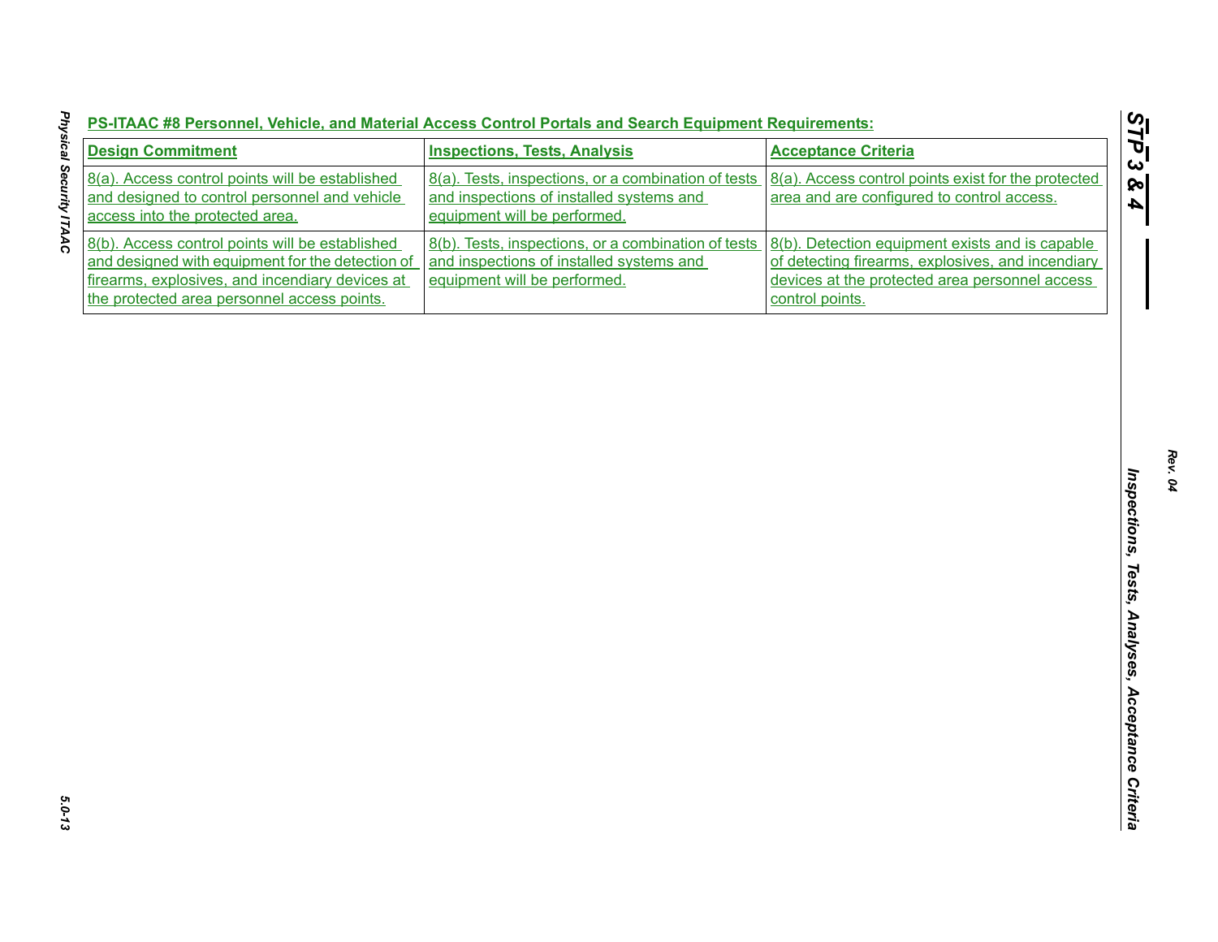**PS-ITAAC #8 Personnel, Vehicle, and Material Access Control Portals and Search Equipment Requirements:**

| Design Commitment | Inspections, Tests, Analysis | Acceptance Criteria |
|---|---|---|
| 8(a). Access control points will be established and designed to control personnel and vehicle access into the protected area. | 8(a). Tests, inspections, or a combination of tests and inspections of installed systems and equipment will be performed. | 8(a). Access control points exist for the protected area and are configured to control access. |
| 8(b). Access control points will be established and designed with equipment for the detection of firearms, explosives, and incendiary devices at the protected area personnel access points. | 8(b). Tests, inspections, or a combination of tests and inspections of installed systems and equipment will be performed. | 8(b). Detection equipment exists and is capable of detecting firearms, explosives, and incendiary devices at the protected area personnel access control points. |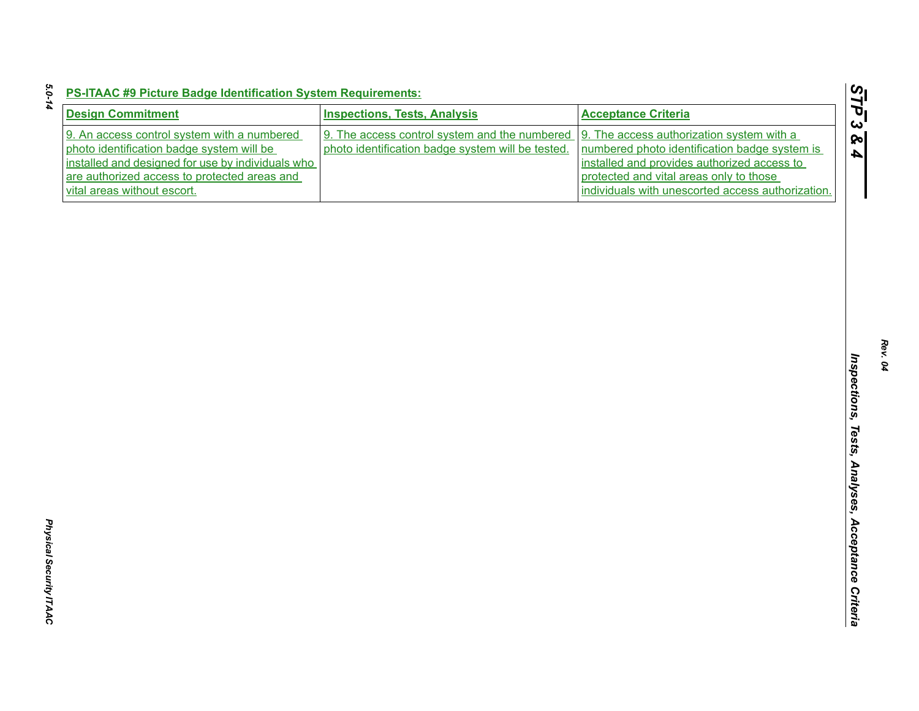**PS-ITAAC #9 Picture Badge Identification System Requirements:**

| Design Commitment | Inspections, Tests, Analysis | Acceptance Criteria |
|---|---|---|
| 9. An access control system with a numbered photo identification badge system will be installed and designed for use by individuals who are authorized access to protected areas and vital areas without escort. | 9. The access control system and the numbered photo identification badge system will be tested. | 9. The access authorization system with a numbered photo identification badge system is installed and provides authorized access to protected and vital areas only to those individuals with unescorted access authorization. |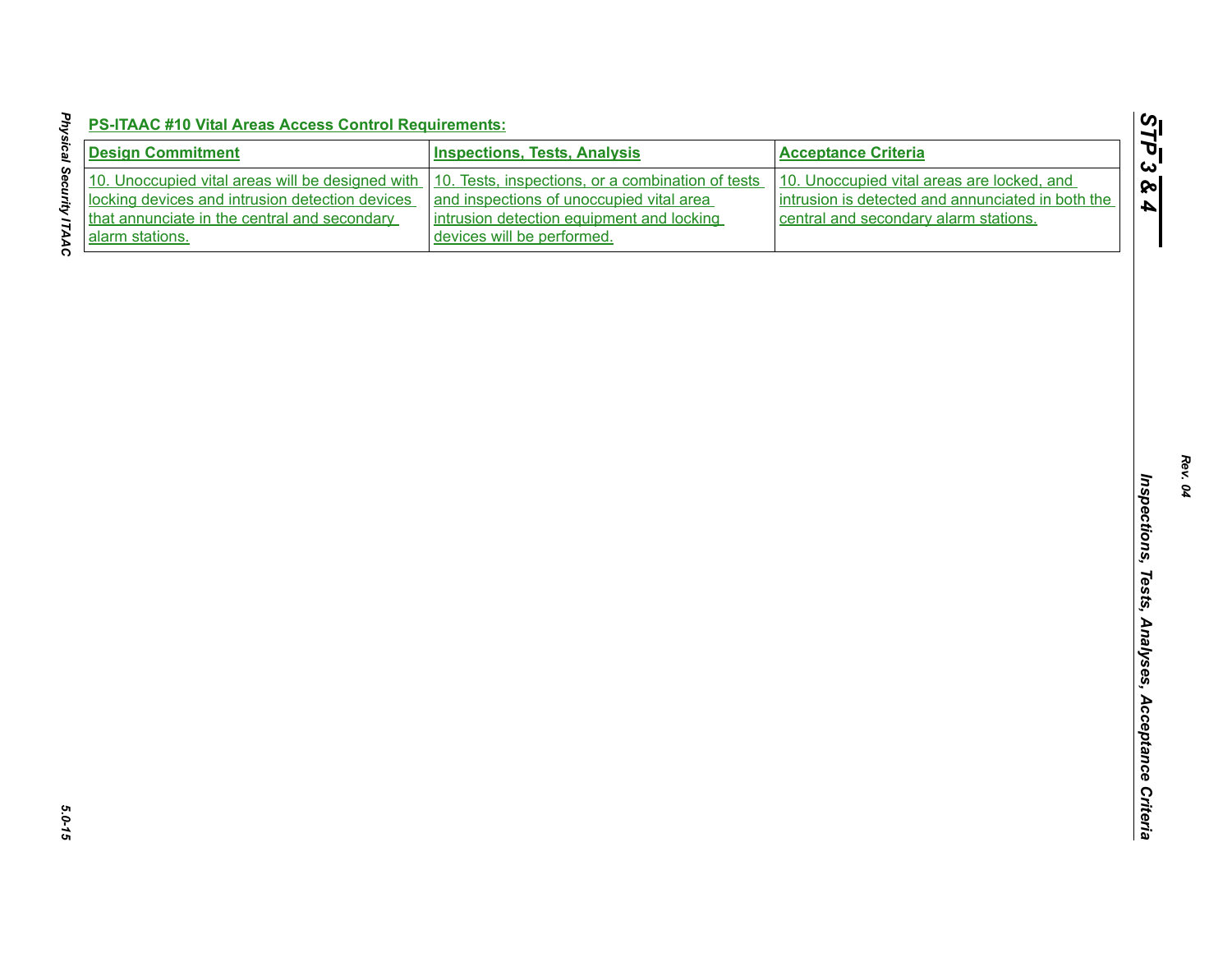**PS-ITAAC #10 Vital Areas Access Control Requirements:**

| Design Commitment | Inspections, Tests, Analysis | Acceptance Criteria |
|---|---|---|
| 10. Unoccupied vital areas will be designed with locking devices and intrusion detection devices that annunciate in the central and secondary alarm stations. | 10. Tests, inspections, or a combination of tests and inspections of unoccupied vital area intrusion detection equipment and locking devices will be performed. | 10. Unoccupied vital areas are locked, and intrusion is detected and annunciated in both the central and secondary alarm stations. |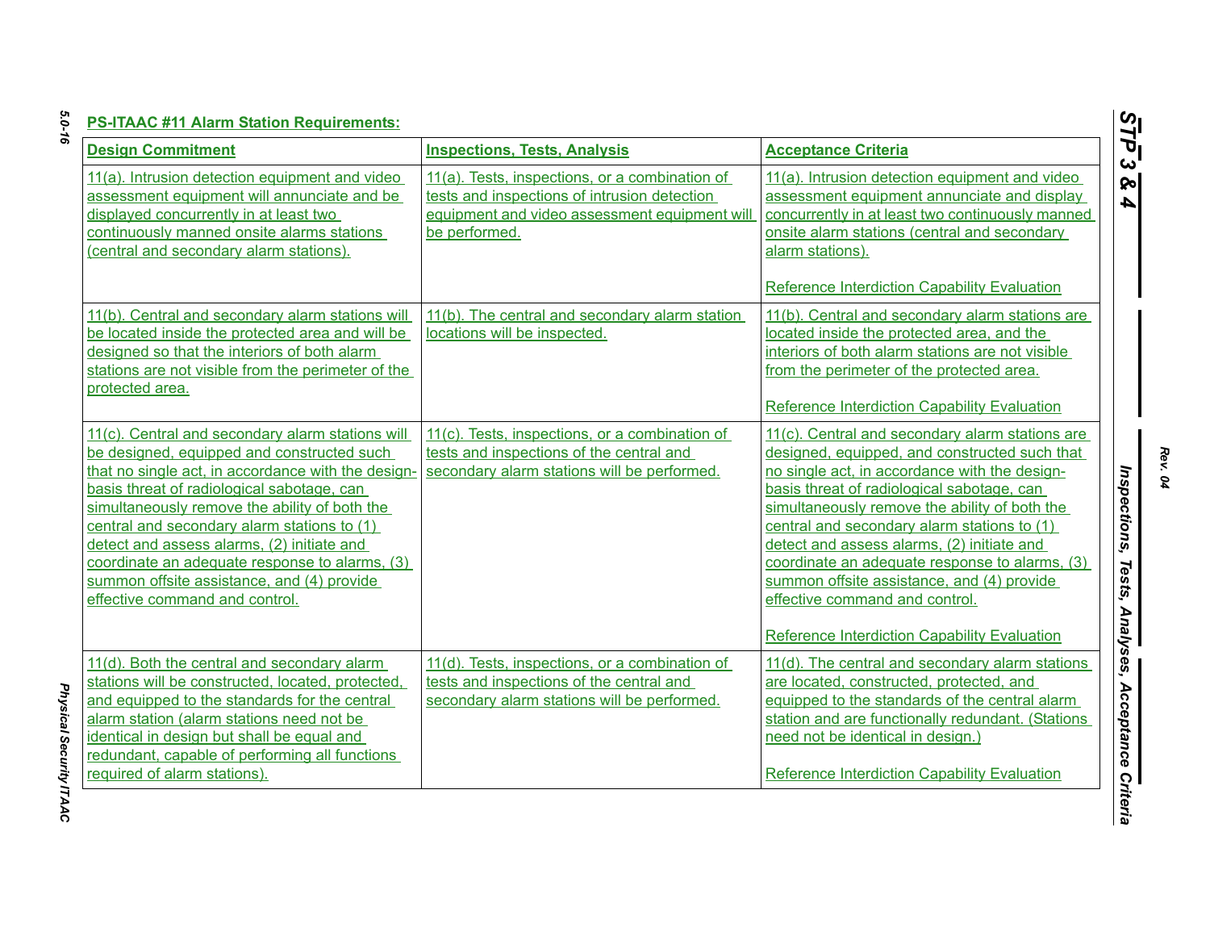**PS-ITAAC #11 Alarm Station Requirements:**

| Design Commitment | Inspections, Tests, Analysis | Acceptance Criteria |
| --- | --- | --- |
| 11(a). Intrusion detection equipment and video assessment equipment will annunciate and be displayed concurrently in at least two continuously manned onsite alarms stations (central and secondary alarm stations). | 11(a). Tests, inspections, or a combination of tests and inspections of intrusion detection equipment and video assessment equipment will be performed. | 11(a). Intrusion detection equipment and video assessment equipment annunciate and display concurrently in at least two continuously manned onsite alarm stations (central and secondary alarm stations).<br><br>Reference Interdiction Capability Evaluation |
| 11(b). Central and secondary alarm stations will be located inside the protected area and will be designed so that the interiors of both alarm stations are not visible from the perimeter of the protected area. | 11(b). The central and secondary alarm station locations will be inspected. | 11(b). Central and secondary alarm stations are located inside the protected area, and the interiors of both alarm stations are not visible from the perimeter of the protected area.<br><br>Reference Interdiction Capability Evaluation |
| 11(c). Central and secondary alarm stations will be designed, equipped and constructed such that no single act, in accordance with the design-basis threat of radiological sabotage, can simultaneously remove the ability of both the central and secondary alarm stations to (1) detect and assess alarms, (2) initiate and coordinate an adequate response to alarms, (3) summon offsite assistance, and (4) provide effective command and control. | 11(c). Tests, inspections, or a combination of tests and inspections of the central and secondary alarm stations will be performed. | 11(c). Central and secondary alarm stations are designed, equipped, and constructed such that no single act, in accordance with the design-basis threat of radiological sabotage, can simultaneously remove the ability of both the central and secondary alarm stations to (1) detect and assess alarms, (2) initiate and coordinate an adequate response to alarms, (3) summon offsite assistance, and (4) provide effective command and control.<br><br>Reference Interdiction Capability Evaluation |
| 11(d). Both the central and secondary alarm stations will be constructed, located, protected, and equipped to the standards for the central alarm station (alarm stations need not be identical in design but shall be equal and redundant, capable of performing all functions required of alarm stations). | 11(d). Tests, inspections, or a combination of tests and inspections of the central and secondary alarm stations will be performed. | 11(d). The central and secondary alarm stations are located, constructed, protected, and equipped to the standards of the central alarm station and are functionally redundant. (Stations need not be identical in design.)<br><br>Reference Interdiction Capability Evaluation |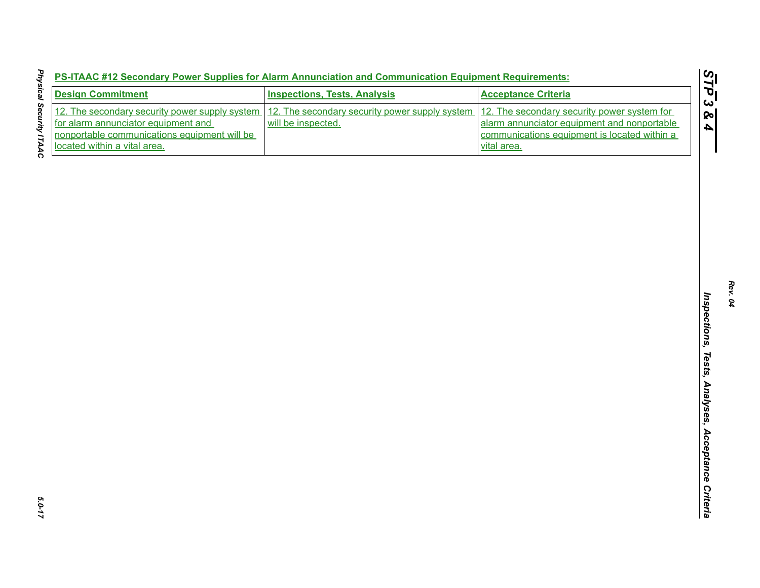**PS-ITAAC #12 Secondary Power Supplies for Alarm Annunciation and Communication Equipment Requirements:**

| Design Commitment | Inspections, Tests, Analysis | Acceptance Criteria |
|---|---|---|
| 12. The secondary security power supply system for alarm annunciator equipment and nonportable communications equipment will be located within a vital area. | 12. The secondary security power supply system will be inspected. | 12. The secondary security power system for alarm annunciator equipment and nonportable communications equipment is located within a vital area. |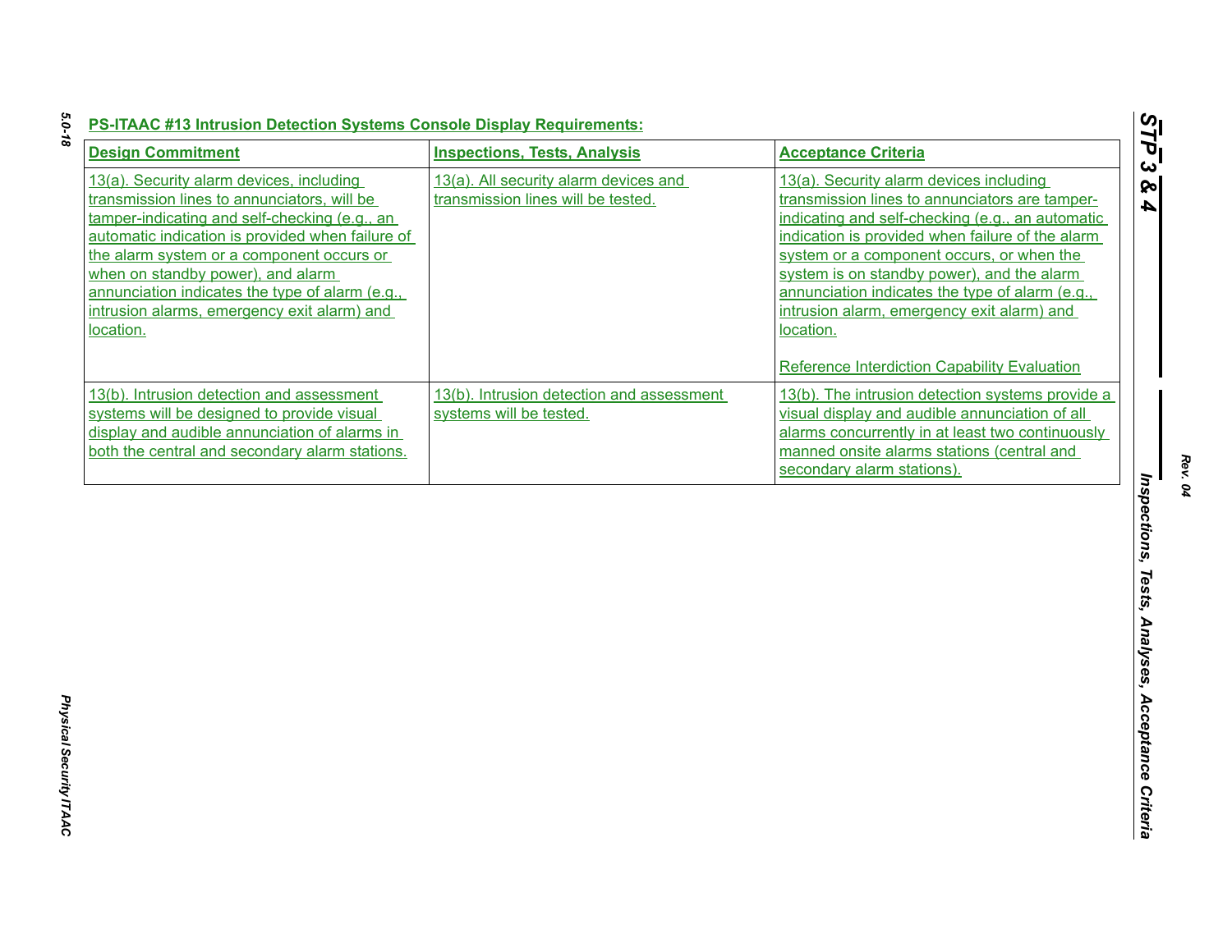**PS-ITAAC #13 Intrusion Detection Systems Console Display Requirements:**

| Design Commitment | Inspections, Tests, Analysis | Acceptance Criteria |
|---|---|---|
| 13(a). Security alarm devices, including transmission lines to annunciators, will be tamper-indicating and self-checking (e.g., an automatic indication is provided when failure of the alarm system or a component occurs or when on standby power), and alarm annunciation indicates the type of alarm (e.g., intrusion alarms, emergency exit alarm) and location. | 13(a). All security alarm devices and transmission lines will be tested. | 13(a). Security alarm devices including transmission lines to annunciators are tamper-indicating and self-checking (e.g., an automatic indication is provided when failure of the alarm system or a component occurs, or when the system is on standby power), and the alarm annunciation indicates the type of alarm (e.g., intrusion alarm, emergency exit alarm) and location.<br><br>Reference Interdiction Capability Evaluation |
| 13(b). Intrusion detection and assessment systems will be designed to provide visual display and audible annunciation of alarms in both the central and secondary alarm stations. | 13(b). Intrusion detection and assessment systems will be tested. | 13(b). The intrusion detection systems provide a visual display and audible annunciation of all alarms concurrently in at least two continuously manned onsite alarms stations (central and secondary alarm stations). |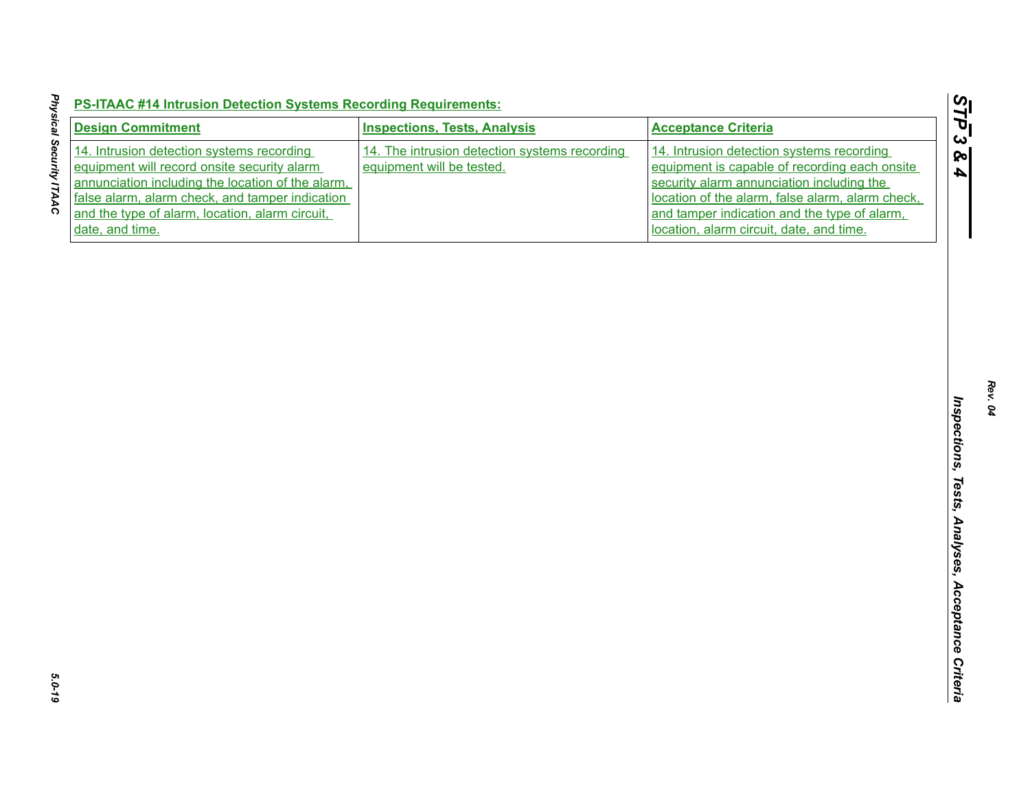**PS-ITAAC #14 Intrusion Detection Systems Recording Requirements:**

| Design Commitment | Inspections, Tests, Analysis | Acceptance Criteria |
|---|---|---|
| 14. Intrusion detection systems recording equipment will record onsite security alarm annunciation including the location of the alarm, false alarm, alarm check, and tamper indication and the type of alarm, location, alarm circuit, date, and time. | 14. The intrusion detection systems recording equipment will be tested. | 14. Intrusion detection systems recording equipment is capable of recording each onsite security alarm annunciation including the location of the alarm, false alarm, alarm check, and tamper indication and the type of alarm, location, alarm circuit, date, and time. |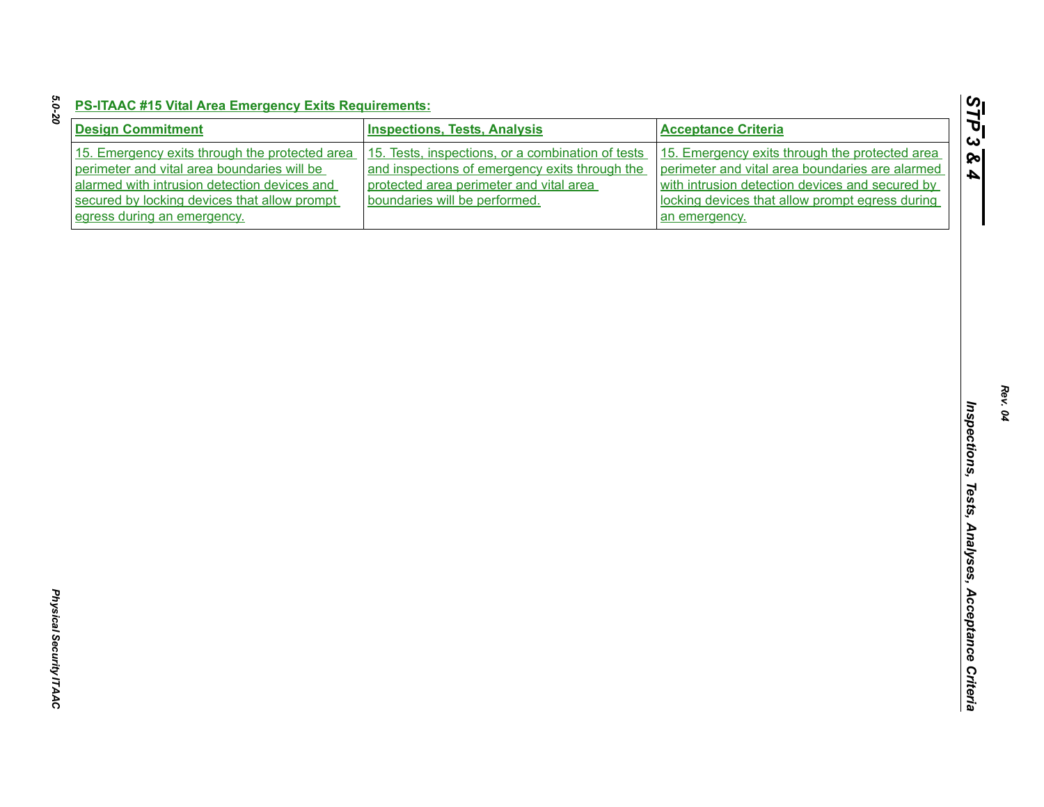**PS-ITAAC #15 Vital Area Emergency Exits Requirements:**

| Design Commitment | Inspections, Tests, Analysis | Acceptance Criteria |
|---|---|---|
| 15. Emergency exits through the protected area perimeter and vital area boundaries will be alarmed with intrusion detection devices and secured by locking devices that allow prompt egress during an emergency. | 15. Tests, inspections, or a combination of tests and inspections of emergency exits through the protected area perimeter and vital area boundaries will be performed. | 15. Emergency exits through the protected area perimeter and vital area boundaries are alarmed with intrusion detection devices and secured by locking devices that allow prompt egress during an emergency. |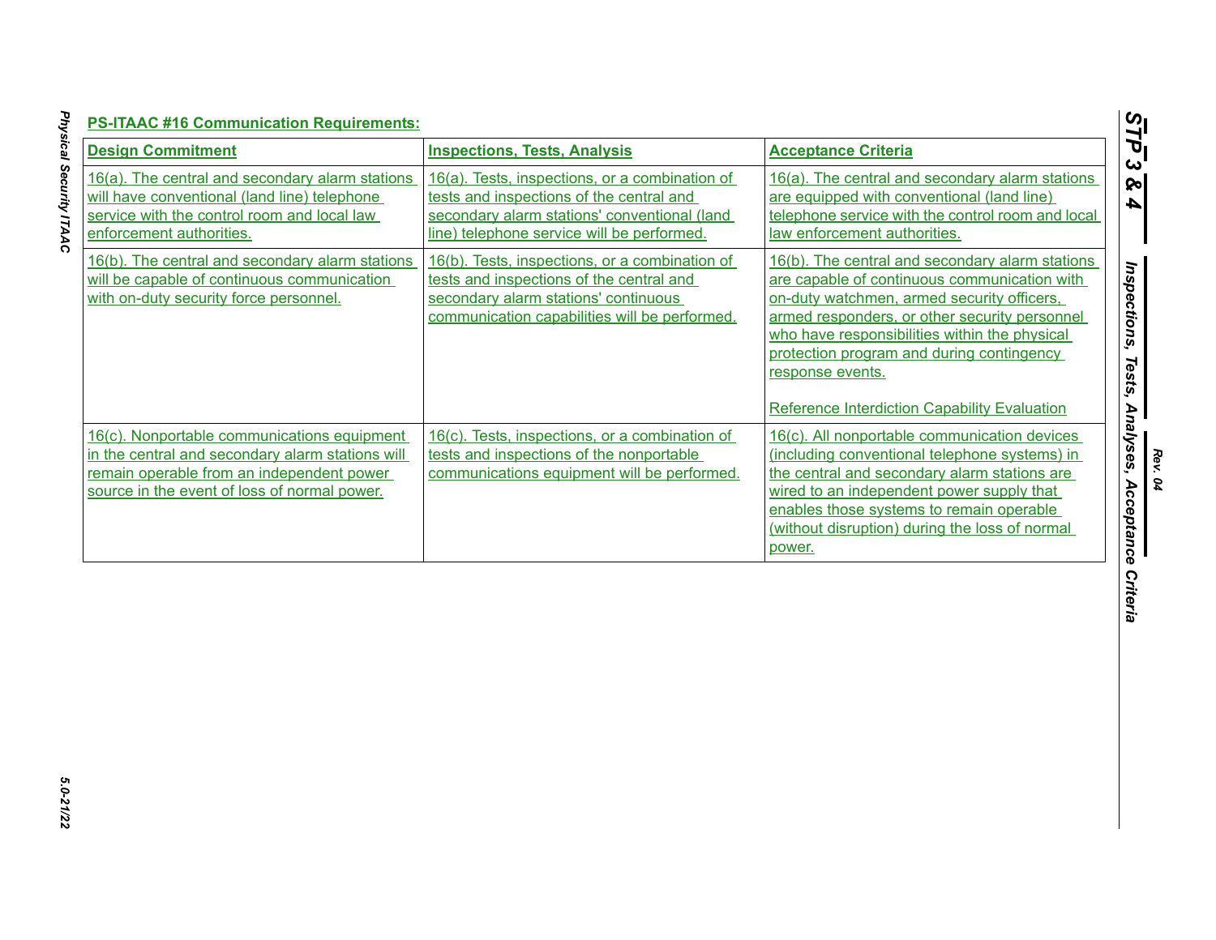**PS-ITAAC #16 Communication Requirements:**

| Design Commitment | Inspections, Tests, Analysis | Acceptance Criteria |
|---|---|---|
| 16(a). The central and secondary alarm stations will have conventional (land line) telephone service with the control room and local law enforcement authorities. | 16(a). Tests, inspections, or a combination of tests and inspections of the central and secondary alarm stations' conventional (land line) telephone service will be performed. | 16(a). The central and secondary alarm stations are equipped with conventional (land line) telephone service with the control room and local law enforcement authorities. |
| 16(b). The central and secondary alarm stations will be capable of continuous communication with on-duty security force personnel. | 16(b). Tests, inspections, or a combination of tests and inspections of the central and secondary alarm stations' continuous communication capabilities will be performed. | 16(b). The central and secondary alarm stations are capable of continuous communication with on-duty watchmen, armed security officers, armed responders, or other security personnel who have responsibilities within the physical protection program and during contingency response events.<br><br>Reference Interdiction Capability Evaluation |
| 16(c). Nonportable communications equipment in the central and secondary alarm stations will remain operable from an independent power source in the event of loss of normal power. | 16(c). Tests, inspections, or a combination of tests and inspections of the nonportable communications equipment will be performed. | 16(c). All nonportable communication devices (including conventional telephone systems) in the central and secondary alarm stations are wired to an independent power supply that enables those systems to remain operable (without disruption) during the loss of normal power. |